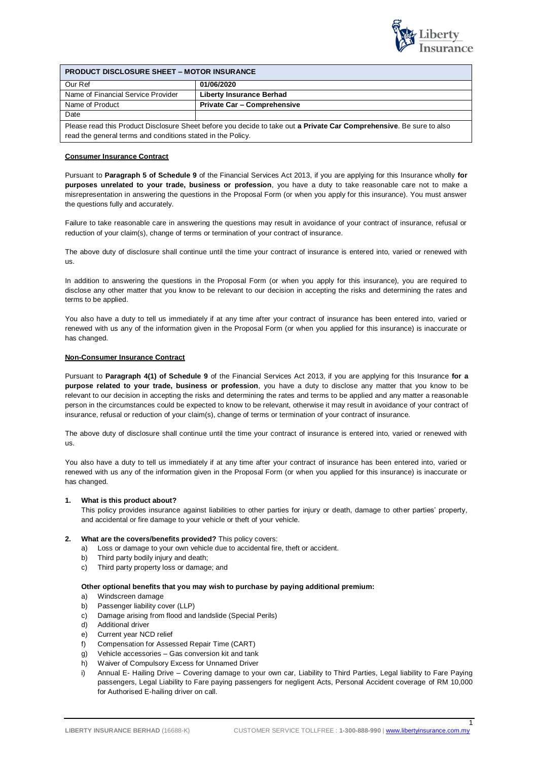| PRODUCT DISCLOSURE SHEET – MOTOR INSURANCE | |
|---|---|
| Our Ref | **01/06/2020** |
| Name of Financial Service Provider | **Liberty Insurance Berhad** |
| Name of Product | **Private Car – Comprehensive** |
| Date | |

Please read this Product Disclosure Sheet before you decide to take out **a Private Car Comprehensive**. Be sure to also read the general terms and conditions stated in the Policy.

**Consumer Insurance Contract**

Pursuant to **Paragraph 5 of Schedule 9** of the Financial Services Act 2013, if you are applying for this Insurance wholly **for purposes unrelated to your trade, business or profession**, you have a duty to take reasonable care not to make a misrepresentation in answering the questions in the Proposal Form (or when you apply for this insurance). You must answer the questions fully and accurately.

Failure to take reasonable care in answering the questions may result in avoidance of your contract of insurance, refusal or reduction of your claim(s), change of terms or termination of your contract of insurance.

The above duty of disclosure shall continue until the time your contract of insurance is entered into, varied or renewed with us.

In addition to answering the questions in the Proposal Form (or when you apply for this insurance), you are required to disclose any other matter that you know to be relevant to our decision in accepting the risks and determining the rates and terms to be applied.

You also have a duty to tell us immediately if at any time after your contract of insurance has been entered into, varied or renewed with us any of the information given in the Proposal Form (or when you applied for this insurance) is inaccurate or has changed.

**Non-Consumer Insurance Contract**

Pursuant to **Paragraph 4(1) of Schedule 9** of the Financial Services Act 2013, if you are applying for this Insurance **for a purpose related to your trade, business or profession**, you have a duty to disclose any matter that you know to be relevant to our decision in accepting the risks and determining the rates and terms to be applied and any matter a reasonable person in the circumstances could be expected to know to be relevant, otherwise it may result in avoidance of your contract of insurance, refusal or reduction of your claim(s), change of terms or termination of your contract of insurance.

The above duty of disclosure shall continue until the time your contract of insurance is entered into, varied or renewed with us.

You also have a duty to tell us immediately if at any time after your contract of insurance has been entered into, varied or renewed with us any of the information given in the Proposal Form (or when you applied for this insurance) is inaccurate or has changed.

**1. What is this product about?**

This policy provides insurance against liabilities to other parties for injury or death, damage to other parties' property, and accidental or fire damage to your vehicle or theft of your vehicle.

**2. What are the covers/benefits provided?** This policy covers:

a) Loss or damage to your own vehicle due to accidental fire, theft or accident.
b) Third party bodily injury and death;
c) Third party property loss or damage; and

**Other optional benefits that you may wish to purchase by paying additional premium:**

a) Windscreen damage
b) Passenger liability cover (LLP)
c) Damage arising from flood and landslide (Special Perils)
d) Additional driver
e) Current year NCD relief
f) Compensation for Assessed Repair Time (CART)
g) Vehicle accessories – Gas conversion kit and tank
h) Waiver of Compulsory Excess for Unnamed Driver
i) Annual E- Hailing Drive – Covering damage to your own car, Liability to Third Parties, Legal liability to Fare Paying passengers, Legal Liability to Fare paying passengers for negligent Acts, Personal Accident coverage of RM 10,000 for Authorised E-hailing driver on call.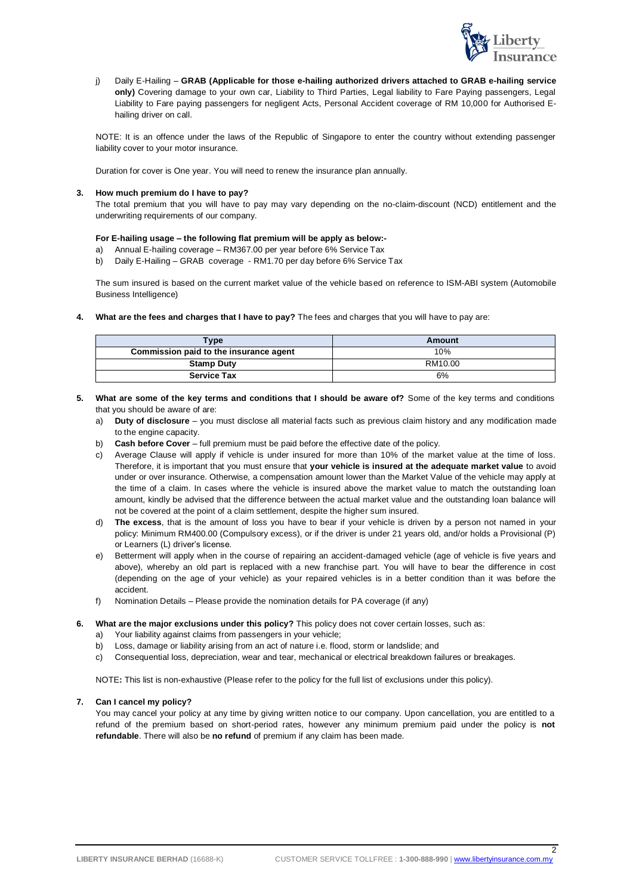j) Daily E-Hailing – **GRAB (Applicable for those e-hailing authorized drivers attached to GRAB e-hailing service only)** Covering damage to your own car, Liability to Third Parties, Legal liability to Fare Paying passengers, Legal Liability to Fare paying passengers for negligent Acts, Personal Accident coverage of RM 10,000 for Authorised E-hailing driver on call.

NOTE: It is an offence under the laws of the Republic of Singapore to enter the country without extending passenger liability cover to your motor insurance.

Duration for cover is One year. You will need to renew the insurance plan annually.

**3. How much premium do I have to pay?**

The total premium that you will have to pay may vary depending on the no-claim-discount (NCD) entitlement and the underwriting requirements of our company.

**For E-hailing usage – the following flat premium will be apply as below:-**

a) Annual E-hailing coverage – RM367.00 per year before 6% Service Tax
b) Daily E-Hailing – GRAB coverage - RM1.70 per day before 6% Service Tax

The sum insured is based on the current market value of the vehicle based on reference to ISM-ABI system (Automobile Business Intelligence)

**4. What are the fees and charges that I have to pay?** The fees and charges that you will have to pay are:

| Type | Amount |
|---|---|
| **Commission paid to the insurance agent** | 10% |
| **Stamp Duty** | RM10.00 |
| **Service Tax** | 6% |

**5. What are some of the key terms and conditions that I should be aware of?** Some of the key terms and conditions that you should be aware of are:

a) **Duty of disclosure** – you must disclose all material facts such as previous claim history and any modification made to the engine capacity.
b) **Cash before Cover** – full premium must be paid before the effective date of the policy.
c) Average Clause will apply if vehicle is under insured for more than 10% of the market value at the time of loss. Therefore, it is important that you must ensure that **your vehicle is insured at the adequate market value** to avoid under or over insurance. Otherwise, a compensation amount lower than the Market Value of the vehicle may apply at the time of a claim. In cases where the vehicle is insured above the market value to match the outstanding loan amount, kindly be advised that the difference between the actual market value and the outstanding loan balance will not be covered at the point of a claim settlement, despite the higher sum insured.
d) **The excess**, that is the amount of loss you have to bear if your vehicle is driven by a person not named in your policy: Minimum RM400.00 (Compulsory excess), or if the driver is under 21 years old, and/or holds a Provisional (P) or Learners (L) driver's license.
e) Betterment will apply when in the course of repairing an accident-damaged vehicle (age of vehicle is five years and above), whereby an old part is replaced with a new franchise part. You will have to bear the difference in cost (depending on the age of your vehicle) as your repaired vehicles is in a better condition than it was before the accident.
f) Nomination Details – Please provide the nomination details for PA coverage (if any)

**6. What are the major exclusions under this policy?** This policy does not cover certain losses, such as:

a) Your liability against claims from passengers in your vehicle;
b) Loss, damage or liability arising from an act of nature i.e. flood, storm or landslide; and
c) Consequential loss, depreciation, wear and tear, mechanical or electrical breakdown failures or breakages.

NOTE**:** This list is non-exhaustive (Please refer to the policy for the full list of exclusions under this policy).

**7. Can I cancel my policy?**

You may cancel your policy at any time by giving written notice to our company. Upon cancellation, you are entitled to a refund of the premium based on short-period rates, however any minimum premium paid under the policy is **not refundable**. There will also be **no refund** of premium if any claim has been made.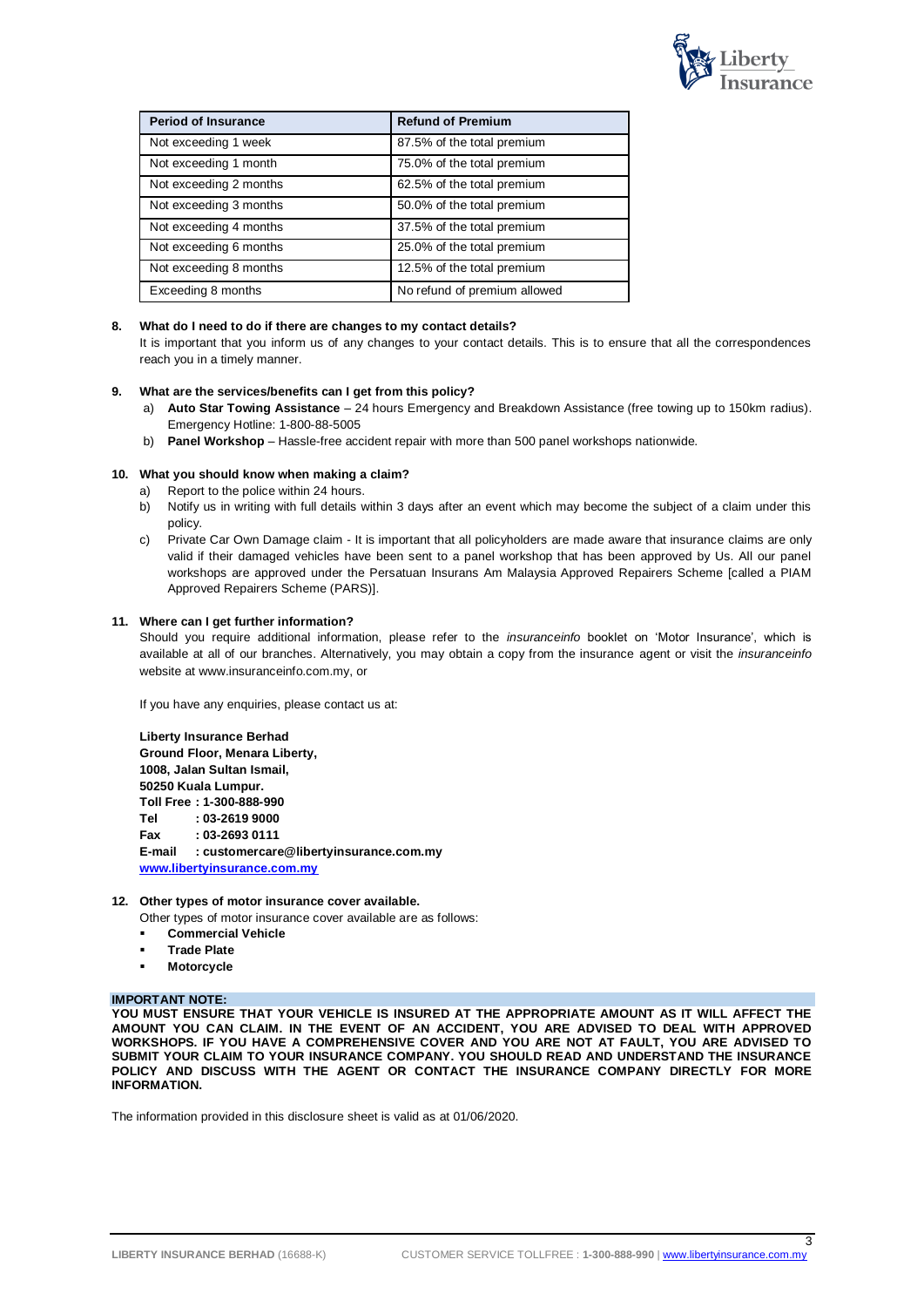| Period of Insurance | Refund of Premium |
|---|---|
| Not exceeding 1 week | 87.5% of the total premium |
| Not exceeding 1 month | 75.0% of the total premium |
| Not exceeding 2 months | 62.5% of the total premium |
| Not exceeding 3 months | 50.0% of the total premium |
| Not exceeding 4 months | 37.5% of the total premium |
| Not exceeding 6 months | 25.0% of the total premium |
| Not exceeding 8 months | 12.5% of the total premium |
| Exceeding 8 months | No refund of premium allowed |

**8. What do I need to do if there are changes to my contact details?**

It is important that you inform us of any changes to your contact details. This is to ensure that all the correspondences reach you in a timely manner.

**9. What are the services/benefits can I get from this policy?**

a) **Auto Star Towing Assistance** – 24 hours Emergency and Breakdown Assistance (free towing up to 150km radius). Emergency Hotline: 1-800-88-5005

b) **Panel Workshop** – Hassle-free accident repair with more than 500 panel workshops nationwide.

**10. What you should know when making a claim?**

a) Report to the police within 24 hours.

b) Notify us in writing with full details within 3 days after an event which may become the subject of a claim under this policy.

c) Private Car Own Damage claim - It is important that all policyholders are made aware that insurance claims are only valid if their damaged vehicles have been sent to a panel workshop that has been approved by Us. All our panel workshops are approved under the Persatuan Insurans Am Malaysia Approved Repairers Scheme [called a PIAM Approved Repairers Scheme (PARS)].

**11. Where can I get further information?**

Should you require additional information, please refer to the *insuranceinfo* booklet on 'Motor Insurance', which is available at all of our branches. Alternatively, you may obtain a copy from the insurance agent or visit the *insuranceinfo* website at www.insuranceinfo.com.my, or

If you have any enquiries, please contact us at:

**Liberty Insurance Berhad**
**Ground Floor, Menara Liberty,**
**1008, Jalan Sultan Ismail,**
**50250 Kuala Lumpur.**
**Toll Free : 1-300-888-990**
**Tel : 03-2619 9000**
**Fax : 03-2693 0111**
**E-mail : customercare@libertyinsurance.com.my**
**www.libertyinsurance.com.my**

**12. Other types of motor insurance cover available.**

Other types of motor insurance cover available are as follows:

- **Commercial Vehicle**
- **Trade Plate**
- **Motorcycle**

**IMPORTANT NOTE:**

**YOU MUST ENSURE THAT YOUR VEHICLE IS INSURED AT THE APPROPRIATE AMOUNT AS IT WILL AFFECT THE AMOUNT YOU CAN CLAIM. IN THE EVENT OF AN ACCIDENT, YOU ARE ADVISED TO DEAL WITH APPROVED WORKSHOPS. IF YOU HAVE A COMPREHENSIVE COVER AND YOU ARE NOT AT FAULT, YOU ARE ADVISED TO SUBMIT YOUR CLAIM TO YOUR INSURANCE COMPANY. YOU SHOULD READ AND UNDERSTAND THE INSURANCE POLICY AND DISCUSS WITH THE AGENT OR CONTACT THE INSURANCE COMPANY DIRECTLY FOR MORE INFORMATION.**

The information provided in this disclosure sheet is valid as at 01/06/2020.